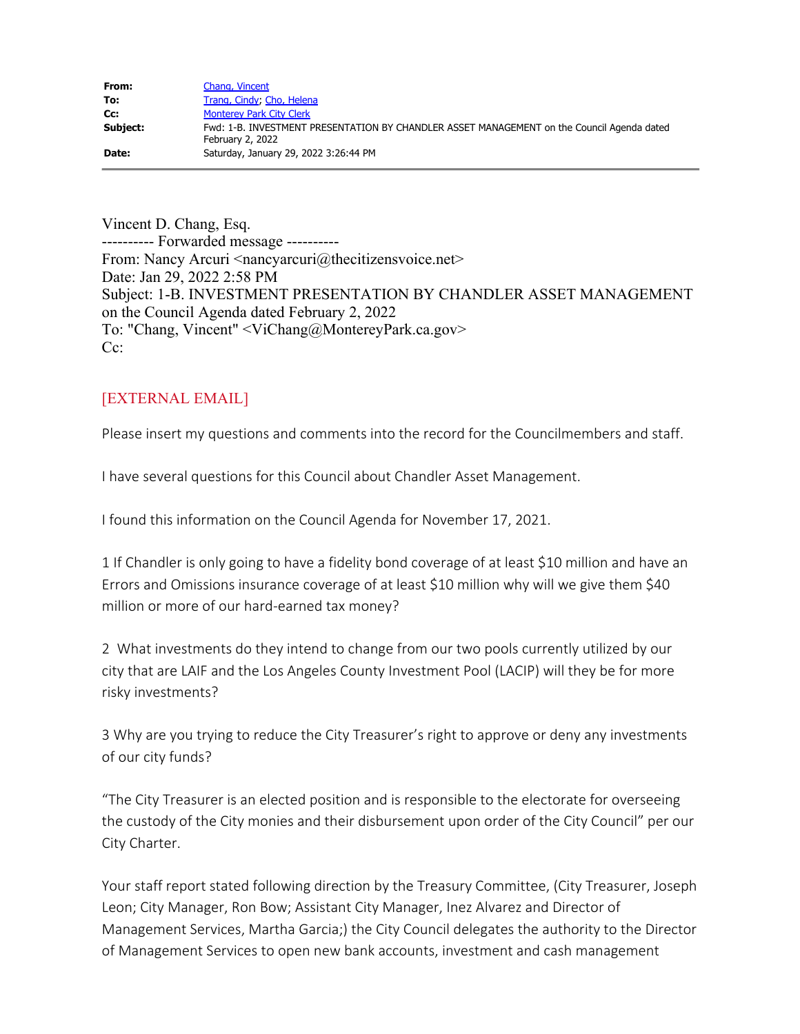| | |
|---|---|
| **From:** | Chang, Vincent |
| **To:** | Trang, Cindy; Cho, Helena |
| **Cc:** | Monterey Park City Clerk |
| **Subject:** | Fwd: 1-B. INVESTMENT PRESENTATION BY CHANDLER ASSET MANAGEMENT on the Council Agenda dated February 2, 2022 |
| **Date:** | Saturday, January 29, 2022 3:26:44 PM |

Vincent D. Chang, Esq.
---------- Forwarded message ----------
From: Nancy Arcuri <nancyarcuri@thecitizensvoice.net>
Date: Jan 29, 2022 2:58 PM
Subject: 1-B. INVESTMENT PRESENTATION BY CHANDLER ASSET MANAGEMENT on the Council Agenda dated February 2, 2022
To: "Chang, Vincent" <ViChang@MontereyPark.ca.gov>
Cc:

[EXTERNAL EMAIL]

Please insert my questions and comments into the record for the Councilmembers and staff.

I have several questions for this Council about Chandler Asset Management.

I found this information on the Council Agenda for November 17, 2021.

1 If Chandler is only going to have a fidelity bond coverage of at least $10 million and have an Errors and Omissions insurance coverage of at least $10 million why will we give them $40 million or more of our hard-earned tax money?

2  What investments do they intend to change from our two pools currently utilized by our city that are LAIF and the Los Angeles County Investment Pool (LACIP) will they be for more risky investments?

3 Why are you trying to reduce the City Treasurer's right to approve or deny any investments of our city funds?

"The City Treasurer is an elected position and is responsible to the electorate for overseeing the custody of the City monies and their disbursement upon order of the City Council" per our City Charter.

Your staff report stated following direction by the Treasury Committee, (City Treasurer, Joseph Leon; City Manager, Ron Bow; Assistant City Manager, Inez Alvarez and Director of Management Services, Martha Garcia;) the City Council delegates the authority to the Director of Management Services to open new bank accounts, investment and cash management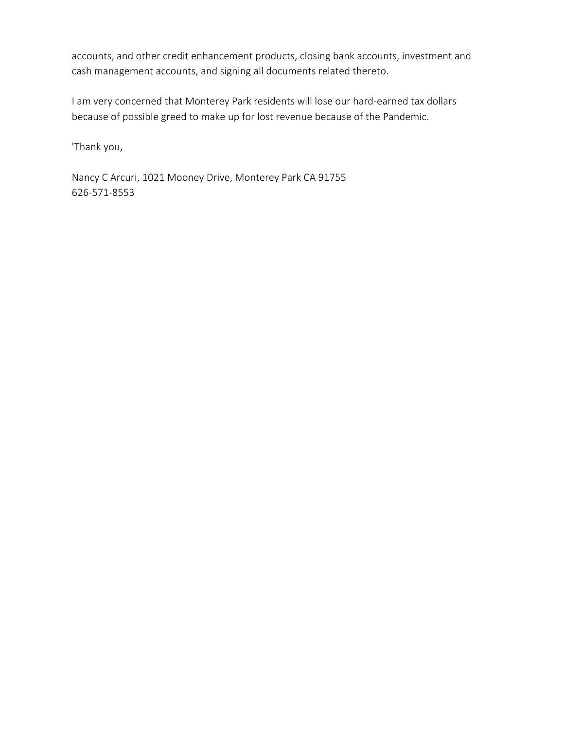accounts, and other credit enhancement products, closing bank accounts, investment and cash management accounts, and signing all documents related thereto.

I am very concerned that Monterey Park residents will lose our hard-earned tax dollars because of possible greed to make up for lost revenue because of the Pandemic.

'Thank you,

Nancy C Arcuri, 1021 Mooney Drive, Monterey Park CA 91755
626-571-8553